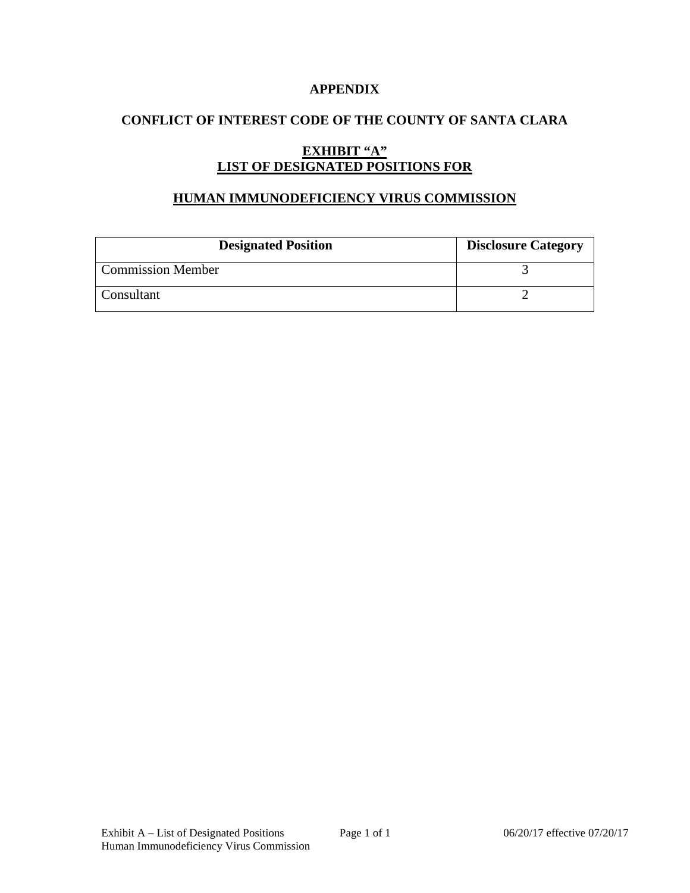# APPENDIX

## CONFLICT OF INTEREST CODE OF THE COUNTY OF SANTA CLARA

## EXHIBIT "A"
## LIST OF DESIGNATED POSITIONS FOR

## HUMAN IMMUNODEFICIENCY VIRUS COMMISSION

| Designated Position | Disclosure Category |
| --- | --- |
| Commission Member | 3 |
| Consultant | 2 |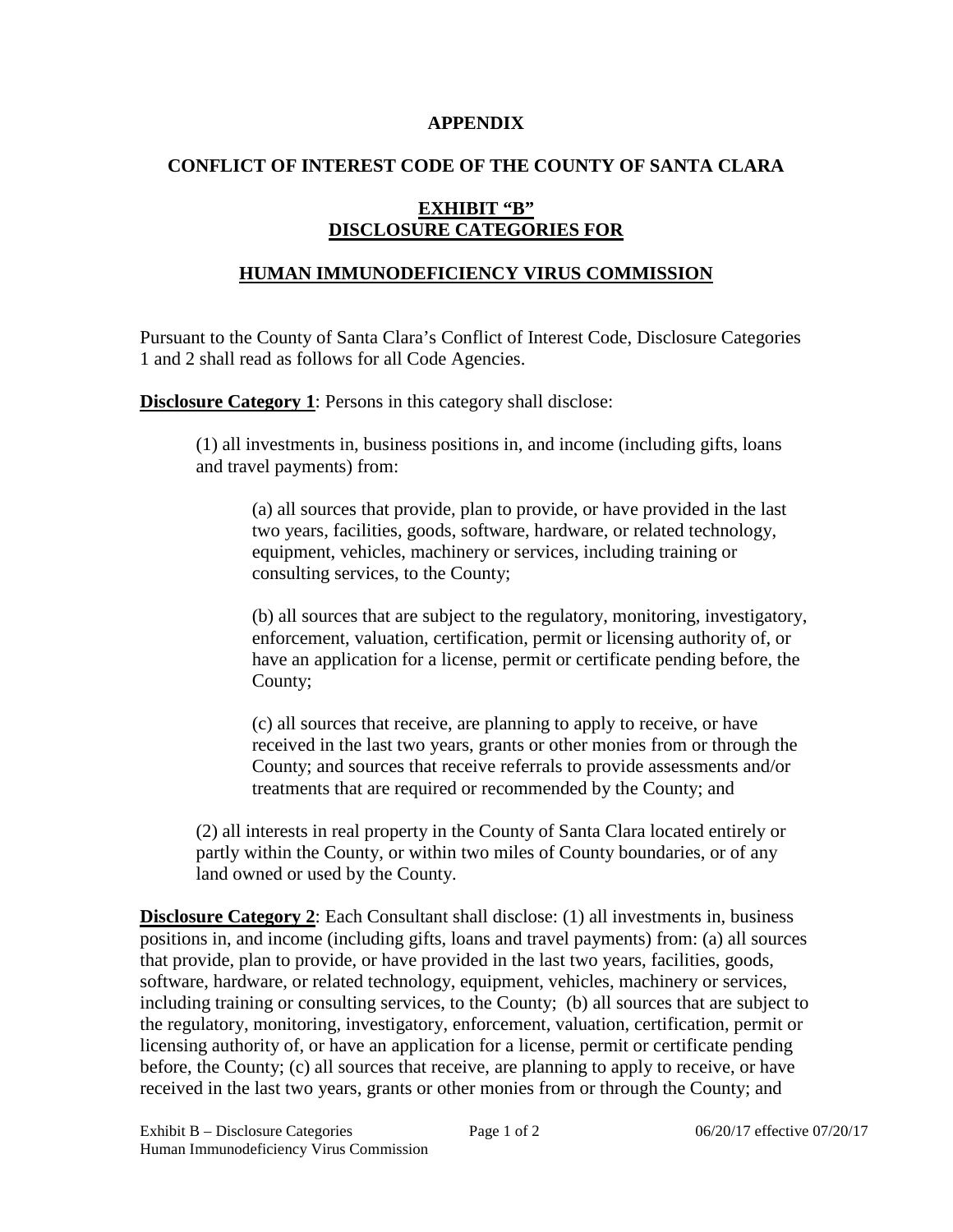**APPENDIX**

**CONFLICT OF INTEREST CODE OF THE COUNTY OF SANTA CLARA**

**EXHIBIT "B"**
**DISCLOSURE CATEGORIES FOR**

**HUMAN IMMUNODEFICIENCY VIRUS COMMISSION**

Pursuant to the County of Santa Clara's Conflict of Interest Code, Disclosure Categories 1 and 2 shall read as follows for all Code Agencies.

**Disclosure Category 1**: Persons in this category shall disclose:

(1) all investments in, business positions in, and income (including gifts, loans and travel payments) from:

(a) all sources that provide, plan to provide, or have provided in the last two years, facilities, goods, software, hardware, or related technology, equipment, vehicles, machinery or services, including training or consulting services, to the County;

(b) all sources that are subject to the regulatory, monitoring, investigatory, enforcement, valuation, certification, permit or licensing authority of, or have an application for a license, permit or certificate pending before, the County;

(c) all sources that receive, are planning to apply to receive, or have received in the last two years, grants or other monies from or through the County; and sources that receive referrals to provide assessments and/or treatments that are required or recommended by the County; and

(2) all interests in real property in the County of Santa Clara located entirely or partly within the County, or within two miles of County boundaries, or of any land owned or used by the County.

**Disclosure Category 2**: Each Consultant shall disclose: (1) all investments in, business positions in, and income (including gifts, loans and travel payments) from: (a) all sources that provide, plan to provide, or have provided in the last two years, facilities, goods, software, hardware, or related technology, equipment, vehicles, machinery or services, including training or consulting services, to the County; (b) all sources that are subject to the regulatory, monitoring, investigatory, enforcement, valuation, certification, permit or licensing authority of, or have an application for a license, permit or certificate pending before, the County; (c) all sources that receive, are planning to apply to receive, or have received in the last two years, grants or other monies from or through the County; and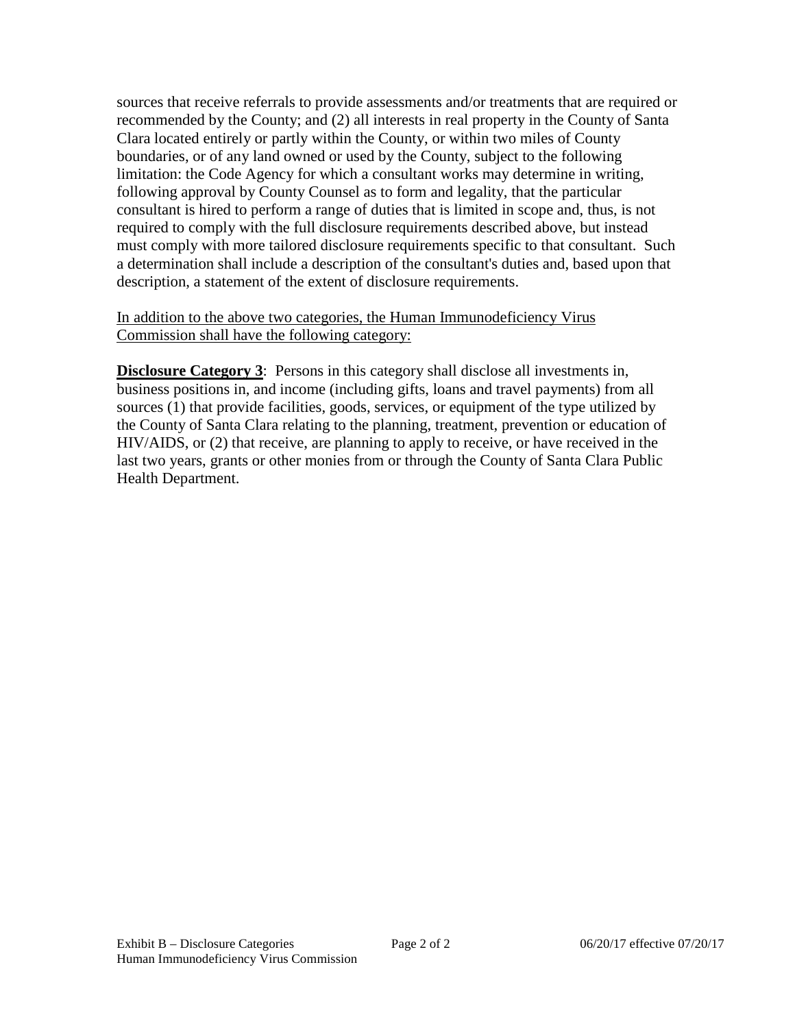sources that receive referrals to provide assessments and/or treatments that are required or recommended by the County; and (2) all interests in real property in the County of Santa Clara located entirely or partly within the County, or within two miles of County boundaries, or of any land owned or used by the County, subject to the following limitation: the Code Agency for which a consultant works may determine in writing, following approval by County Counsel as to form and legality, that the particular consultant is hired to perform a range of duties that is limited in scope and, thus, is not required to comply with the full disclosure requirements described above, but instead must comply with more tailored disclosure requirements specific to that consultant. Such a determination shall include a description of the consultant's duties and, based upon that description, a statement of the extent of disclosure requirements.

<u>In addition to the above two categories, the Human Immunodeficiency Virus Commission shall have the following category:</u>

**<u>Disclosure Category 3</u>**: Persons in this category shall disclose all investments in, business positions in, and income (including gifts, loans and travel payments) from all sources (1) that provide facilities, goods, services, or equipment of the type utilized by the County of Santa Clara relating to the planning, treatment, prevention or education of HIV/AIDS, or (2) that receive, are planning to apply to receive, or have received in the last two years, grants or other monies from or through the County of Santa Clara Public Health Department.